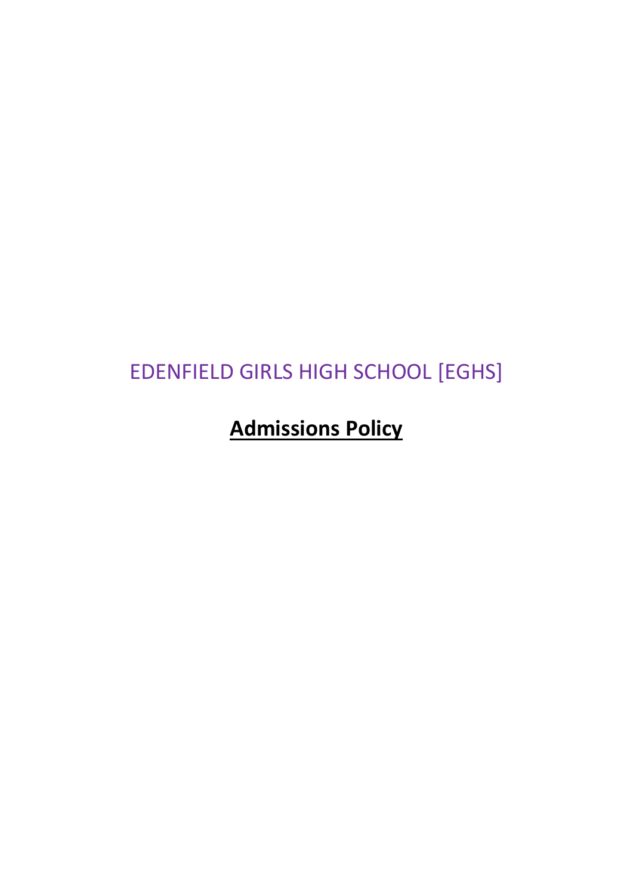EDENFIELD GIRLS HIGH SCHOOL [EGHS]

# Admissions Policy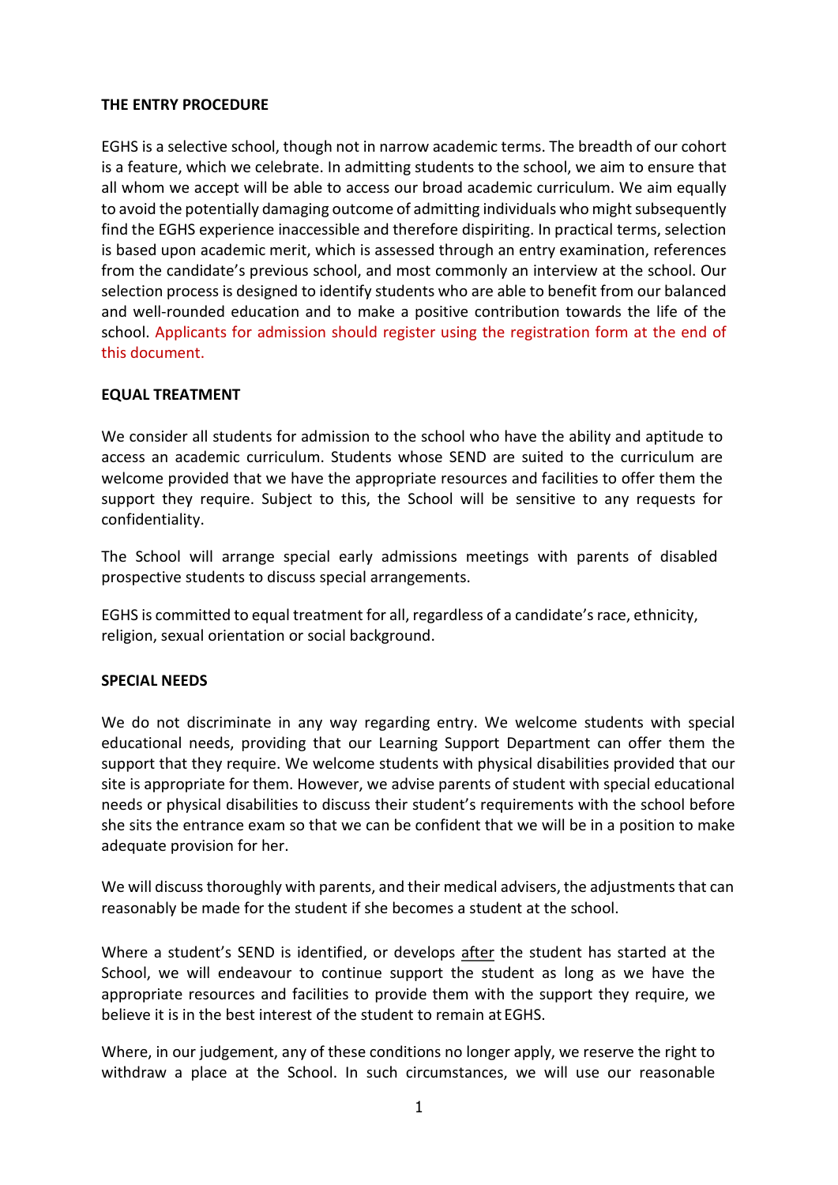**THE ENTRY PROCEDURE**

EGHS is a selective school, though not in narrow academic terms. The breadth of our cohort is a feature, which we celebrate. In admitting students to the school, we aim to ensure that all whom we accept will be able to access our broad academic curriculum. We aim equally to avoid the potentially damaging outcome of admitting individuals who might subsequently find the EGHS experience inaccessible and therefore dispiriting. In practical terms, selection is based upon academic merit, which is assessed through an entry examination, references from the candidate's previous school, and most commonly an interview at the school. Our selection process is designed to identify students who are able to benefit from our balanced and well-rounded education and to make a positive contribution towards the life of the school. Applicants for admission should register using the registration form at the end of this document.

**EQUAL TREATMENT**

We consider all students for admission to the school who have the ability and aptitude to access an academic curriculum. Students whose SEND are suited to the curriculum are welcome provided that we have the appropriate resources and facilities to offer them the support they require. Subject to this, the School will be sensitive to any requests for confidentiality.

The School will arrange special early admissions meetings with parents of disabled prospective students to discuss special arrangements.

EGHS is committed to equal treatment for all, regardless of a candidate's race, ethnicity, religion, sexual orientation or social background.

**SPECIAL NEEDS**

We do not discriminate in any way regarding entry. We welcome students with special educational needs, providing that our Learning Support Department can offer them the support that they require. We welcome students with physical disabilities provided that our site is appropriate for them. However, we advise parents of student with special educational needs or physical disabilities to discuss their student's requirements with the school before she sits the entrance exam so that we can be confident that we will be in a position to make adequate provision for her.

We will discuss thoroughly with parents, and their medical advisers, the adjustments that can reasonably be made for the student if she becomes a student at the school.

Where a student's SEND is identified, or develops after the student has started at the School, we will endeavour to continue support the student as long as we have the appropriate resources and facilities to provide them with the support they require, we believe it is in the best interest of the student to remain at EGHS.

Where, in our judgement, any of these conditions no longer apply, we reserve the right to withdraw a place at the School. In such circumstances, we will use our reasonable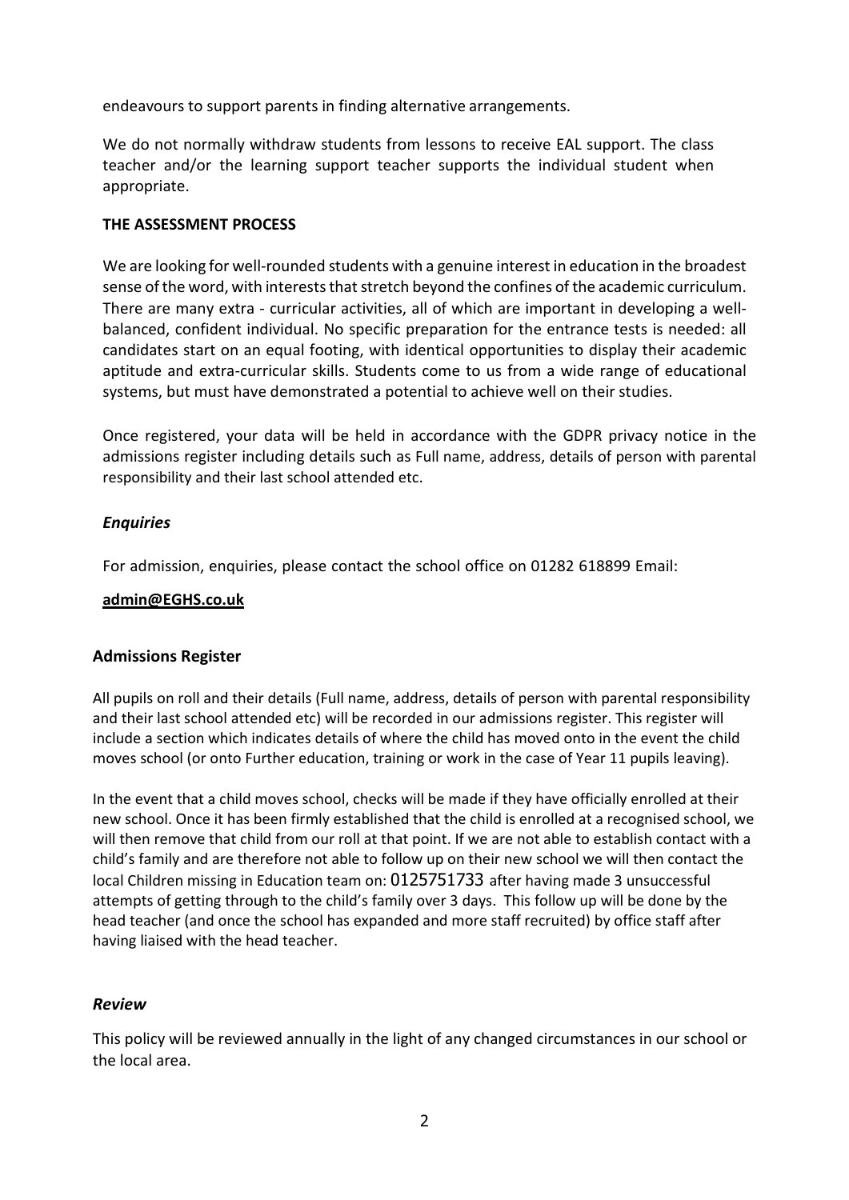endeavours to support parents in finding alternative arrangements.

We do not normally withdraw students from lessons to receive EAL support. The class teacher and/or the learning support teacher supports the individual student when appropriate.

**THE ASSESSMENT PROCESS**

We are looking for well-rounded students with a genuine interest in education in the broadest sense of the word, with interests that stretch beyond the confines of the academic curriculum. There are many extra - curricular activities, all of which are important in developing a well-balanced, confident individual. No specific preparation for the entrance tests is needed: all candidates start on an equal footing, with identical opportunities to display their academic aptitude and extra-curricular skills. Students come to us from a wide range of educational systems, but must have demonstrated a potential to achieve well on their studies.

Once registered, your data will be held in accordance with the GDPR privacy notice in the admissions register including details such as Full name, address, details of person with parental responsibility and their last school attended etc.

### *Enquiries*

For admission, enquiries, please contact the school office on 01282 618899 Email:

**admin@EGHS.co.uk**

### **Admissions Register**

All pupils on roll and their details (Full name, address, details of person with parental responsibility and their last school attended etc) will be recorded in our admissions register. This register will include a section which indicates details of where the child has moved onto in the event the child moves school (or onto Further education, training or work in the case of Year 11 pupils leaving).

In the event that a child moves school, checks will be made if they have officially enrolled at their new school. Once it has been firmly established that the child is enrolled at a recognised school, we will then remove that child from our roll at that point. If we are not able to establish contact with a child's family and are therefore not able to follow up on their new school we will then contact the local Children missing in Education team on: 0125751733 after having made 3 unsuccessful attempts of getting through to the child's family over 3 days. This follow up will be done by the head teacher (and once the school has expanded and more staff recruited) by office staff after having liaised with the head teacher.

### *Review*

This policy will be reviewed annually in the light of any changed circumstances in our school or the local area.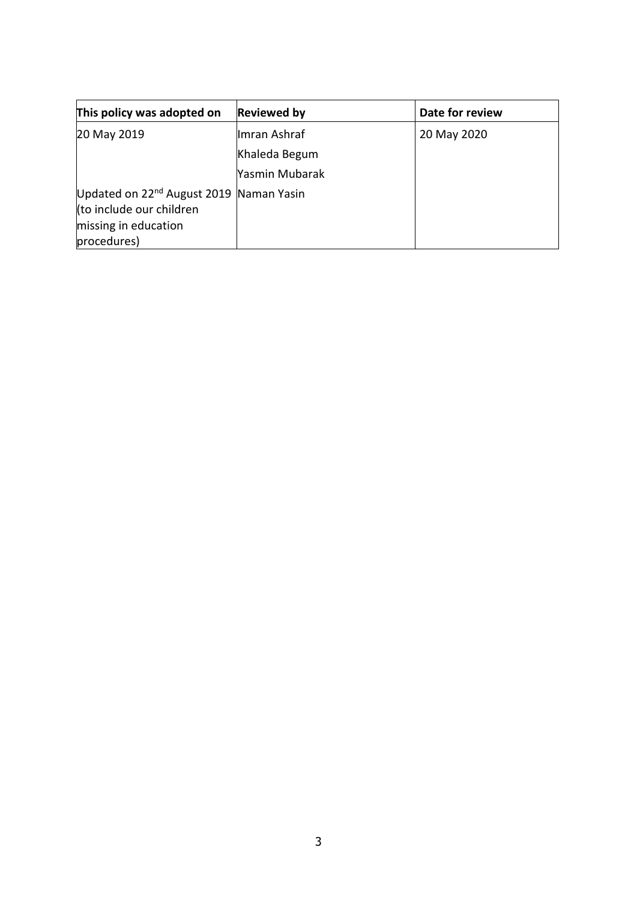| This policy was adopted on | Reviewed by | Date for review |
| --- | --- | --- |
| 20 May 2019 | Imran Ashraf | 20 May 2020 |
| | Khaleda Begum | |
| | Yasmin Mubarak | |
| Updated on 22nd August 2019 (to include our children missing in education procedures) | Naman Yasin | |